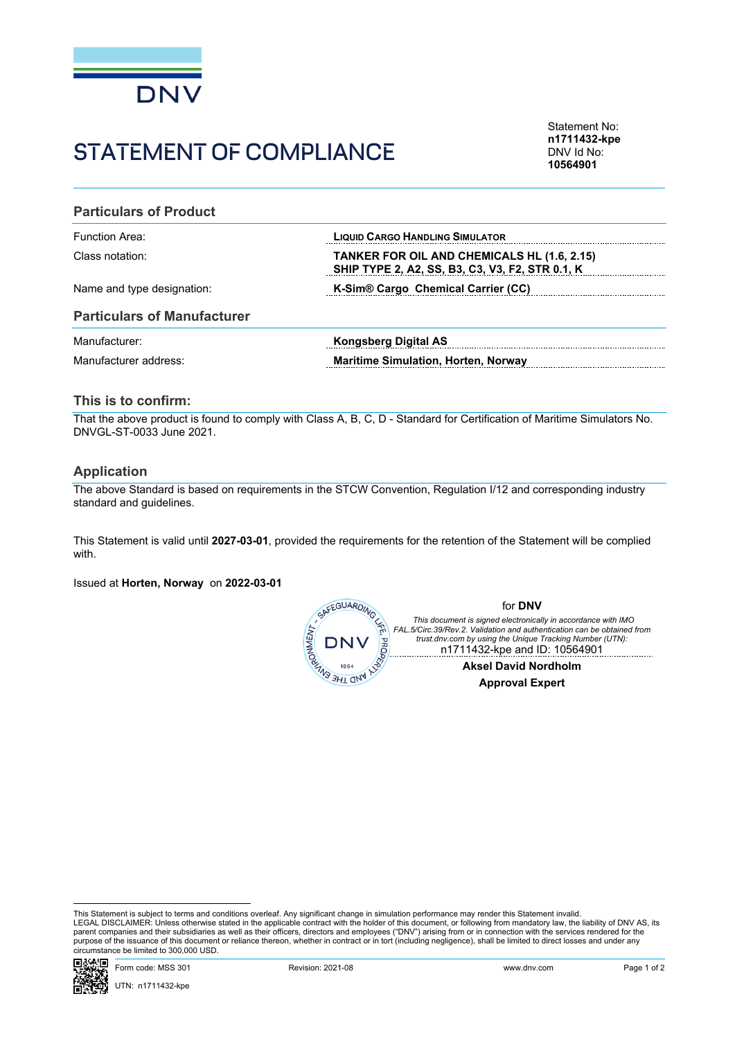# STATEMENT OF COMPLIANCE

Statement No:
**n1711432-kpe**
DNV Id No:
**10564901**

## Particulars of Product

| | |
|---|---|
| Function Area: | **LIQUID CARGO HANDLING SIMULATOR** |
| Class notation: | **TANKER FOR OIL AND CHEMICALS HL (1.6, 2.15) SHIP TYPE 2, A2, SS, B3, C3, V3, F2, STR 0.1, K** |
| Name and type designation: | **K-Sim® Cargo Chemical Carrier (CC)** |

## Particulars of Manufacturer

| | |
|---|---|
| Manufacturer: | **Kongsberg Digital AS** |
| Manufacturer address: | **Maritime Simulation, Horten, Norway** |

## This is to confirm:

That the above product is found to comply with Class A, B, C, D - Standard for Certification of Maritime Simulators No. DNVGL-ST-0033 June 2021.

## Application

The above Standard is based on requirements in the STCW Convention, Regulation I/12 and corresponding industry standard and guidelines.

This Statement is valid until **2027-03-01**, provided the requirements for the retention of the Statement will be complied with.

Issued at **Horten, Norway** on **2022-03-01**

for **DNV**

*This document is signed electronically in accordance with IMO FAL.5/Circ.39/Rev.2. Validation and authentication can be obtained from trust.dnv.com by using the Unique Tracking Number (UTN):*
n1711432-kpe and ID: 10564901

**Aksel David Nordholm**
**Approval Expert**

This Statement is subject to terms and conditions overleaf. Any significant change in simulation performance may render this Statement invalid.
LEGAL DISCLAIMER: Unless otherwise stated in the applicable contract with the holder of this document, or following from mandatory law, the liability of DNV AS, its parent companies and their subsidiaries as well as their officers, directors and employees ("DNV") arising from or in connection with the services rendered for the purpose of the issuance of this document or reliance thereon, whether in contract or in tort (including negligence), shall be limited to direct losses and under any circumstance be limited to 300,000 USD.

Form code: MSS 301 Revision: 2021-08 www.dnv.com

UTN: n1711432-kpe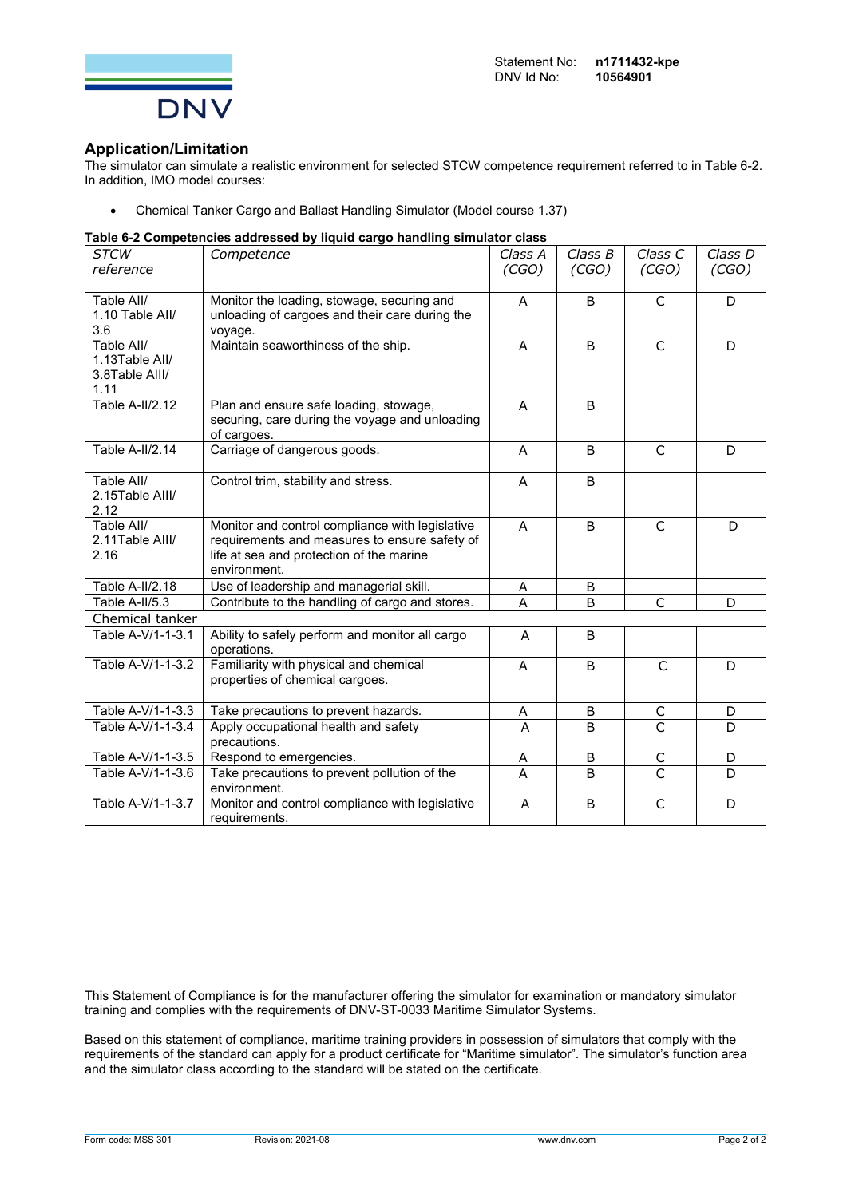Statement No: **n1711432-kpe**
DNV Id No: **10564901**

## Application/Limitation

The simulator can simulate a realistic environment for selected STCW competence requirement referred to in Table 6-2. In addition, IMO model courses:

- Chemical Tanker Cargo and Ballast Handling Simulator (Model course 1.37)

**Table 6-2 Competencies addressed by liquid cargo handling simulator class**

| *STCW reference* | *Competence* | *Class A (CGO)* | *Class B (CGO)* | *Class C (CGO)* | *Class D (CGO)* |
|---|---|---|---|---|---|
| Table AII/ 1.10 Table AII/ 3.6 | Monitor the loading, stowage, securing and unloading of cargoes and their care during the voyage. | A | B | C | D |
| Table AII/ 1.13Table AII/ 3.8Table AIII/ 1.11 | Maintain seaworthiness of the ship. | A | B | C | D |
| Table A-II/2.12 | Plan and ensure safe loading, stowage, securing, care during the voyage and unloading of cargoes. | A | B | | |
| Table A-II/2.14 | Carriage of dangerous goods. | A | B | C | D |
| Table AII/ 2.15Table AIII/ 2.12 | Control trim, stability and stress. | A | B | | |
| Table AII/ 2.11Table AIII/ 2.16 | Monitor and control compliance with legislative requirements and measures to ensure safety of life at sea and protection of the marine environment. | A | B | C | D |
| Table A-II/2.18 | Use of leadership and managerial skill. | A | B | | |
| Table A-II/5.3 | Contribute to the handling of cargo and stores. | A | B | C | D |
| Chemical tanker | | | | | |
| Table A-V/1-1-3.1 | Ability to safely perform and monitor all cargo operations. | A | B | | |
| Table A-V/1-1-3.2 | Familiarity with physical and chemical properties of chemical cargoes. | A | B | C | D |
| Table A-V/1-1-3.3 | Take precautions to prevent hazards. | A | B | C | D |
| Table A-V/1-1-3.4 | Apply occupational health and safety precautions. | A | B | C | D |
| Table A-V/1-1-3.5 | Respond to emergencies. | A | B | C | D |
| Table A-V/1-1-3.6 | Take precautions to prevent pollution of the environment. | A | B | C | D |
| Table A-V/1-1-3.7 | Monitor and control compliance with legislative requirements. | A | B | C | D |

This Statement of Compliance is for the manufacturer offering the simulator for examination or mandatory simulator training and complies with the requirements of DNV-ST-0033 Maritime Simulator Systems.

Based on this statement of compliance, maritime training providers in possession of simulators that comply with the requirements of the standard can apply for a product certificate for "Maritime simulator". The simulator's function area and the simulator class according to the standard will be stated on the certificate.